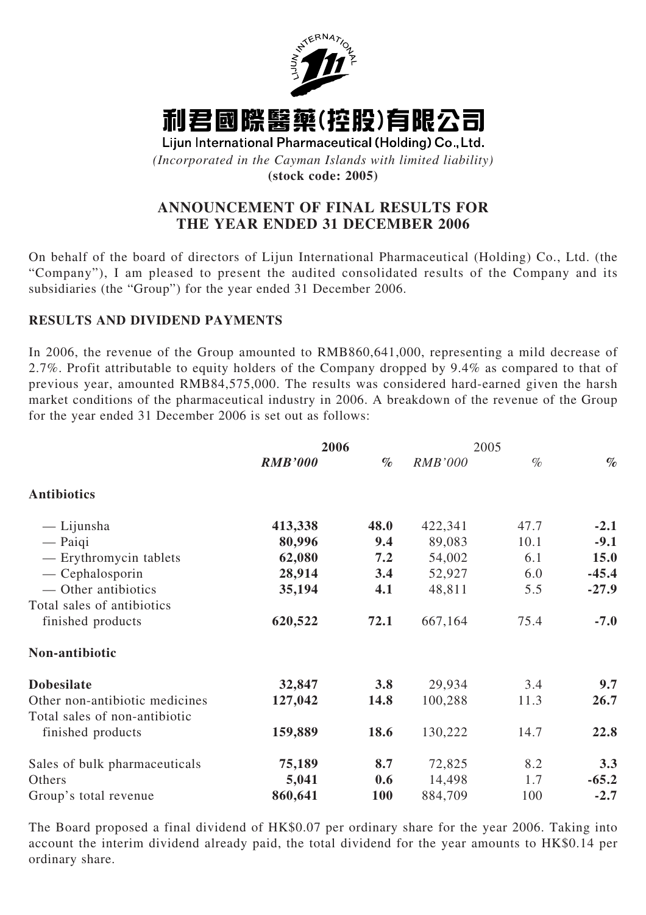# 利君國際醫藥(控股)有限公司

**Lijun International Pharmaceutical (Holding) Co., Ltd.**

*(Incorporated in the Cayman Islands with limited liability)*

**(stock code: 2005)**

## ANNOUNCEMENT OF FINAL RESULTS FOR THE YEAR ENDED 31 DECEMBER 2006

On behalf of the board of directors of Lijun International Pharmaceutical (Holding) Co., Ltd. (the "Company"), I am pleased to present the audited consolidated results of the Company and its subsidiaries (the "Group") for the year ended 31 December 2006.

### RESULTS AND DIVIDEND PAYMENTS

In 2006, the revenue of the Group amounted to RMB860,641,000, representing a mild decrease of 2.7%. Profit attributable to equity holders of the Company dropped by 9.4% as compared to that of previous year, amounted RMB84,575,000. The results was considered hard-earned given the harsh market conditions of the pharmaceutical industry in 2006. A breakdown of the revenue of the Group for the year ended 31 December 2006 is set out as follows:

| | **2006** | | 2005 | | |
|---|---|---|---|---|---|
| | ***RMB'000*** | ***%*** | *RMB'000* | *%* | ***%*** |
| **Antibiotics** | | | | | |
| — Lijunsha | **413,338** | **48.0** | 422,341 | 47.7 | **-2.1** |
| — Paiqi | **80,996** | **9.4** | 89,083 | 10.1 | **-9.1** |
| — Erythromycin tablets | **62,080** | **7.2** | 54,002 | 6.1 | **15.0** |
| — Cephalosporin | **28,914** | **3.4** | 52,927 | 6.0 | **-45.4** |
| — Other antibiotics | **35,194** | **4.1** | 48,811 | 5.5 | **-27.9** |
| Total sales of antibiotics finished products | **620,522** | **72.1** | 667,164 | 75.4 | **-7.0** |
| **Non-antibiotic** | | | | | |
| **Dobesilate** | **32,847** | **3.8** | 29,934 | 3.4 | **9.7** |
| Other non-antibiotic medicines | **127,042** | **14.8** | 100,288 | 11.3 | **26.7** |
| Total sales of non-antibiotic finished products | **159,889** | **18.6** | 130,222 | 14.7 | **22.8** |
| Sales of bulk pharmaceuticals | **75,189** | **8.7** | 72,825 | 8.2 | **3.3** |
| Others | **5,041** | **0.6** | 14,498 | 1.7 | **-65.2** |
| Group's total revenue | **860,641** | **100** | 884,709 | 100 | **-2.7** |

The Board proposed a final dividend of HK$0.07 per ordinary share for the year 2006. Taking into account the interim dividend already paid, the total dividend for the year amounts to HK$0.14 per ordinary share.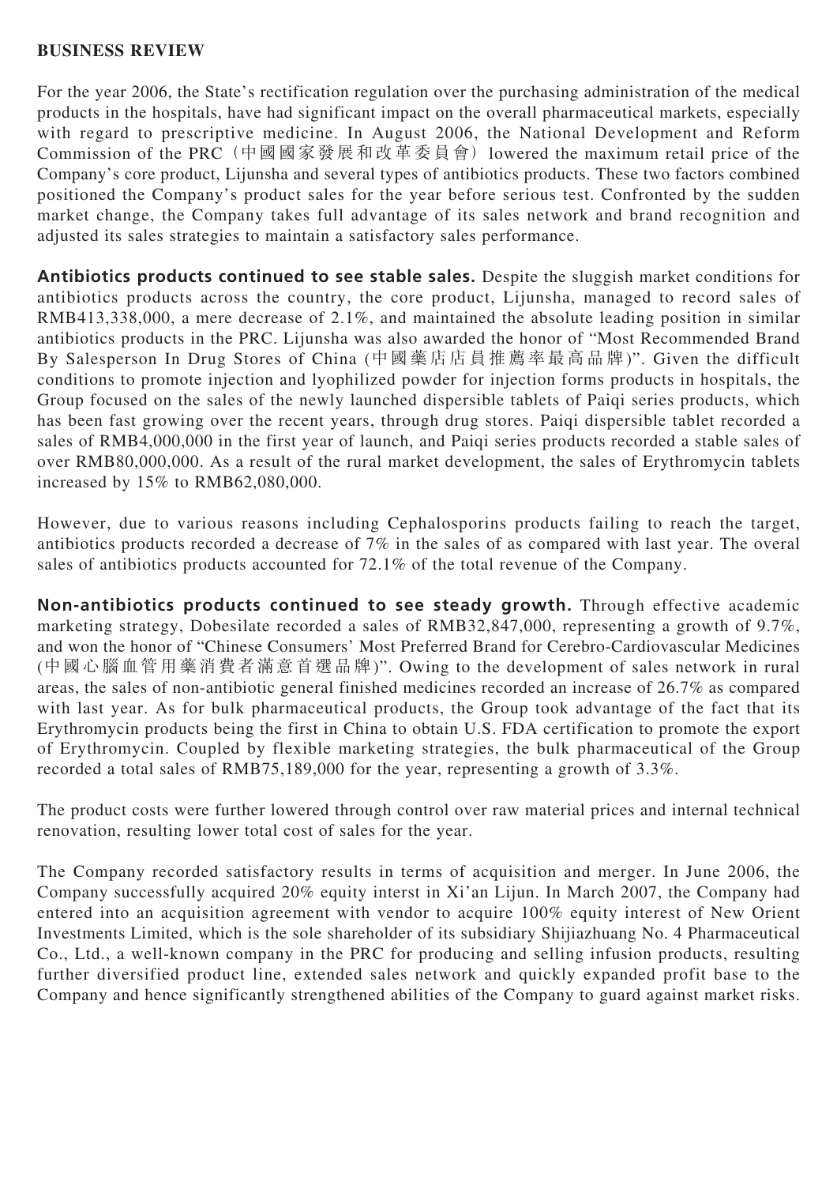## BUSINESS REVIEW

For the year 2006, the State's rectification regulation over the purchasing administration of the medical products in the hospitals, have had significant impact on the overall pharmaceutical markets, especially with regard to prescriptive medicine. In August 2006, the National Development and Reform Commission of the PRC（中國國家發展和改革委員會）lowered the maximum retail price of the Company's core product, Lijunsha and several types of antibiotics products. These two factors combined positioned the Company's product sales for the year before serious test. Confronted by the sudden market change, the Company takes full advantage of its sales network and brand recognition and adjusted its sales strategies to maintain a satisfactory sales performance.

**Antibiotics products continued to see stable sales.** Despite the sluggish market conditions for antibiotics products across the country, the core product, Lijunsha, managed to record sales of RMB413,338,000, a mere decrease of 2.1%, and maintained the absolute leading position in similar antibiotics products in the PRC. Lijunsha was also awarded the honor of "Most Recommended Brand By Salesperson In Drug Stores of China (中國藥店店員推薦率最高品牌)". Given the difficult conditions to promote injection and lyophilized powder for injection forms products in hospitals, the Group focused on the sales of the newly launched dispersible tablets of Paiqi series products, which has been fast growing over the recent years, through drug stores. Paiqi dispersible tablet recorded a sales of RMB4,000,000 in the first year of launch, and Paiqi series products recorded a stable sales of over RMB80,000,000. As a result of the rural market development, the sales of Erythromycin tablets increased by 15% to RMB62,080,000.

However, due to various reasons including Cephalosporins products failing to reach the target, antibiotics products recorded a decrease of 7% in the sales of as compared with last year. The overal sales of antibiotics products accounted for 72.1% of the total revenue of the Company.

**Non-antibiotics products continued to see steady growth.** Through effective academic marketing strategy, Dobesilate recorded a sales of RMB32,847,000, representing a growth of 9.7%, and won the honor of "Chinese Consumers' Most Preferred Brand for Cerebro-Cardiovascular Medicines (中國心腦血管用藥消費者滿意首選品牌)". Owing to the development of sales network in rural areas, the sales of non-antibiotic general finished medicines recorded an increase of 26.7% as compared with last year. As for bulk pharmaceutical products, the Group took advantage of the fact that its Erythromycin products being the first in China to obtain U.S. FDA certification to promote the export of Erythromycin. Coupled by flexible marketing strategies, the bulk pharmaceutical of the Group recorded a total sales of RMB75,189,000 for the year, representing a growth of 3.3%.

The product costs were further lowered through control over raw material prices and internal technical renovation, resulting lower total cost of sales for the year.

The Company recorded satisfactory results in terms of acquisition and merger. In June 2006, the Company successfully acquired 20% equity interst in Xi'an Lijun. In March 2007, the Company had entered into an acquisition agreement with vendor to acquire 100% equity interest of New Orient Investments Limited, which is the sole shareholder of its subsidiary Shijiazhuang No. 4 Pharmaceutical Co., Ltd., a well-known company in the PRC for producing and selling infusion products, resulting further diversified product line, extended sales network and quickly expanded profit base to the Company and hence significantly strengthened abilities of the Company to guard against market risks.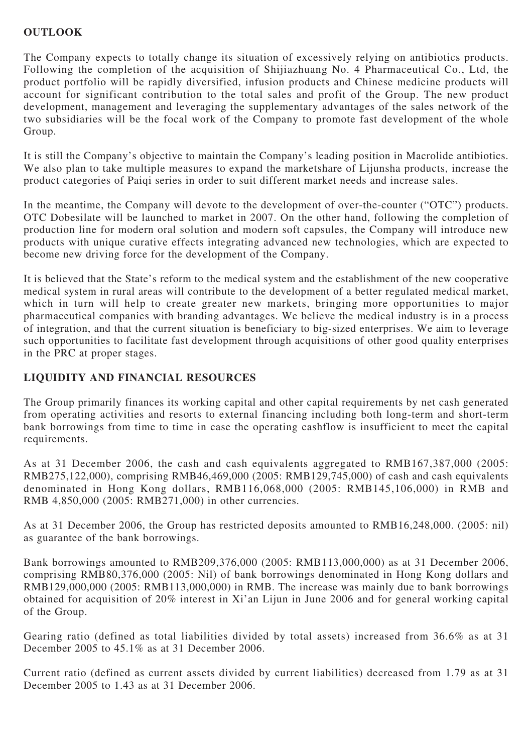## OUTLOOK

The Company expects to totally change its situation of excessively relying on antibiotics products. Following the completion of the acquisition of Shijiazhuang No. 4 Pharmaceutical Co., Ltd, the product portfolio will be rapidly diversified, infusion products and Chinese medicine products will account for significant contribution to the total sales and profit of the Group. The new product development, management and leveraging the supplementary advantages of the sales network of the two subsidiaries will be the focal work of the Company to promote fast development of the whole Group.

It is still the Company's objective to maintain the Company's leading position in Macrolide antibiotics. We also plan to take multiple measures to expand the marketshare of Lijunsha products, increase the product categories of Paiqi series in order to suit different market needs and increase sales.

In the meantime, the Company will devote to the development of over-the-counter ("OTC") products. OTC Dobesilate will be launched to market in 2007. On the other hand, following the completion of production line for modern oral solution and modern soft capsules, the Company will introduce new products with unique curative effects integrating advanced new technologies, which are expected to become new driving force for the development of the Company.

It is believed that the State's reform to the medical system and the establishment of the new cooperative medical system in rural areas will contribute to the development of a better regulated medical market, which in turn will help to create greater new markets, bringing more opportunities to major pharmaceutical companies with branding advantages. We believe the medical industry is in a process of integration, and that the current situation is beneficiary to big-sized enterprises. We aim to leverage such opportunities to facilitate fast development through acquisitions of other good quality enterprises in the PRC at proper stages.

## LIQUIDITY AND FINANCIAL RESOURCES

The Group primarily finances its working capital and other capital requirements by net cash generated from operating activities and resorts to external financing including both long-term and short-term bank borrowings from time to time in case the operating cashflow is insufficient to meet the capital requirements.

As at 31 December 2006, the cash and cash equivalents aggregated to RMB167,387,000 (2005: RMB275,122,000), comprising RMB46,469,000 (2005: RMB129,745,000) of cash and cash equivalents denominated in Hong Kong dollars, RMB116,068,000 (2005: RMB145,106,000) in RMB and RMB 4,850,000 (2005: RMB271,000) in other currencies.

As at 31 December 2006, the Group has restricted deposits amounted to RMB16,248,000. (2005: nil) as guarantee of the bank borrowings.

Bank borrowings amounted to RMB209,376,000 (2005: RMB113,000,000) as at 31 December 2006, comprising RMB80,376,000 (2005: Nil) of bank borrowings denominated in Hong Kong dollars and RMB129,000,000 (2005: RMB113,000,000) in RMB. The increase was mainly due to bank borrowings obtained for acquisition of 20% interest in Xi'an Lijun in June 2006 and for general working capital of the Group.

Gearing ratio (defined as total liabilities divided by total assets) increased from 36.6% as at 31 December 2005 to 45.1% as at 31 December 2006.

Current ratio (defined as current assets divided by current liabilities) decreased from 1.79 as at 31 December 2005 to 1.43 as at 31 December 2006.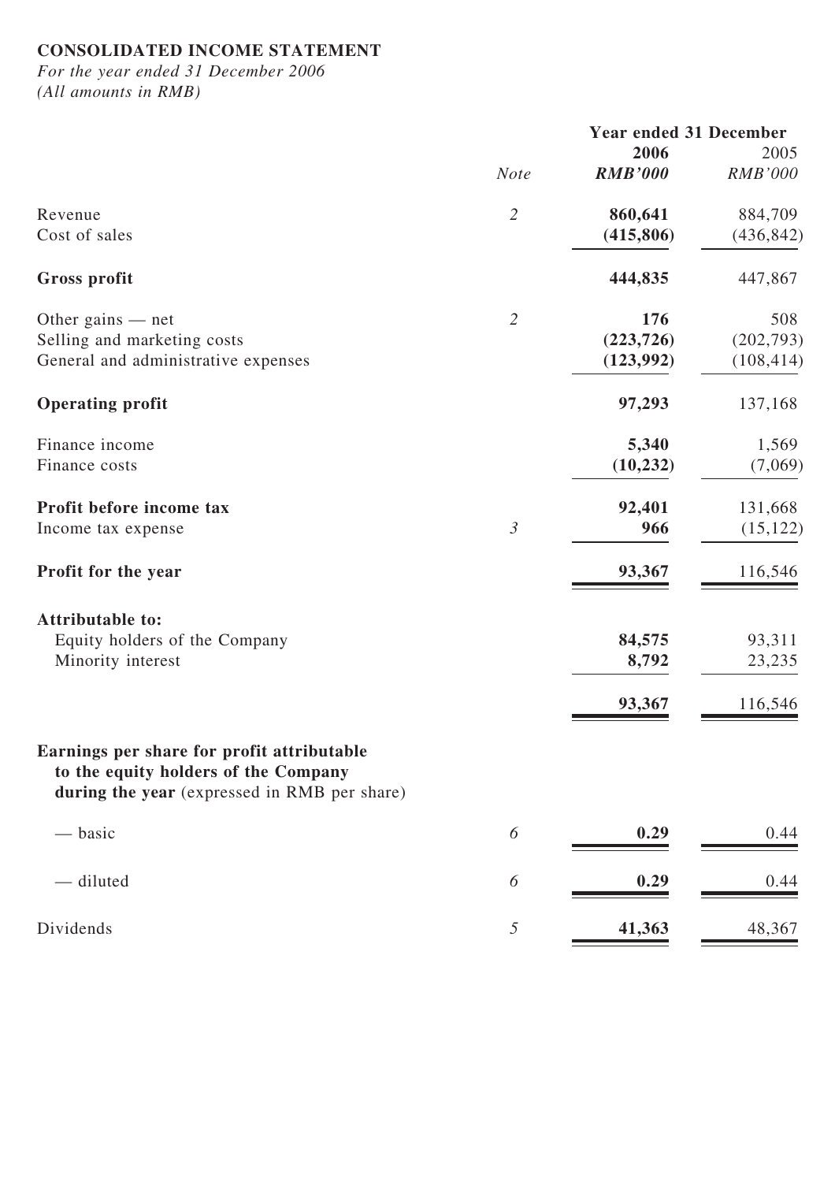**CONSOLIDATED INCOME STATEMENT**

*For the year ended 31 December 2006*
*(All amounts in RMB)*

| | | Year ended 31 December | |
|---|---|---|---|
| | *Note* | **2006** | 2005 |
| | | ***RMB'000*** | *RMB'000* |
| Revenue | *2* | **860,641** | 884,709 |
| Cost of sales | | **(415,806)** | (436,842) |
| **Gross profit** | | **444,835** | 447,867 |
| Other gains — net | *2* | **176** | 508 |
| Selling and marketing costs | | **(223,726)** | (202,793) |
| General and administrative expenses | | **(123,992)** | (108,414) |
| **Operating profit** | | **97,293** | 137,168 |
| Finance income | | **5,340** | 1,569 |
| Finance costs | | **(10,232)** | (7,069) |
| **Profit before income tax** | | **92,401** | 131,668 |
| Income tax expense | *3* | **966** | (15,122) |
| **Profit for the year** | | **93,367** | 116,546 |
| **Attributable to:** | | | |
| Equity holders of the Company | | **84,575** | 93,311 |
| Minority interest | | **8,792** | 23,235 |
| | | **93,367** | 116,546 |
| **Earnings per share for profit attributable to the equity holders of the Company during the year** (expressed in RMB per share) | | | |
| — basic | *6* | **0.29** | 0.44 |
| — diluted | *6* | **0.29** | 0.44 |
| Dividends | *5* | **41,363** | 48,367 |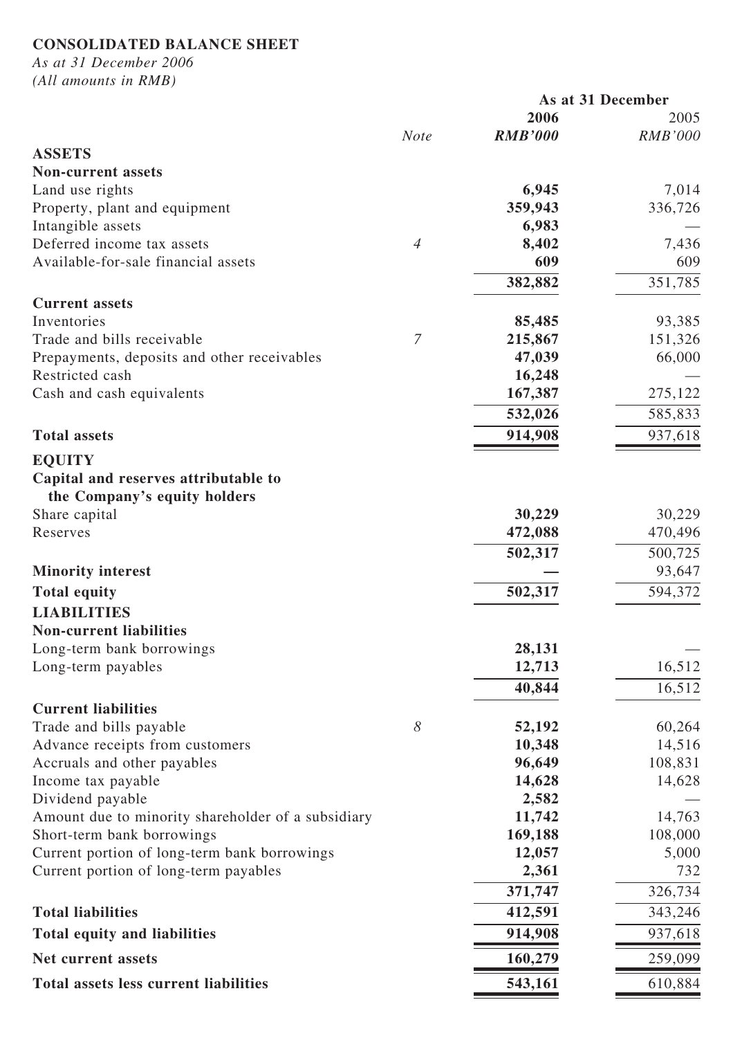**CONSOLIDATED BALANCE SHEET**

*As at 31 December 2006*

*(All amounts in RMB)*

| | Note | As at 31 December 2006 RMB'000 | 2005 RMB'000 |
|---|---|---|---|
| **ASSETS** | | | |
| **Non-current assets** | | | |
| Land use rights | | **6,945** | 7,014 |
| Property, plant and equipment | | **359,943** | 336,726 |
| Intangible assets | | **6,983** | — |
| Deferred income tax assets | 4 | **8,402** | 7,436 |
| Available-for-sale financial assets | | **609** | 609 |
| | | **382,882** | 351,785 |
| **Current assets** | | | |
| Inventories | | **85,485** | 93,385 |
| Trade and bills receivable | 7 | **215,867** | 151,326 |
| Prepayments, deposits and other receivables | | **47,039** | 66,000 |
| Restricted cash | | **16,248** | — |
| Cash and cash equivalents | | **167,387** | 275,122 |
| | | **532,026** | 585,833 |
| **Total assets** | | **914,908** | 937,618 |
| **EQUITY** | | | |
| **Capital and reserves attributable to the Company's equity holders** | | | |
| Share capital | | **30,229** | 30,229 |
| Reserves | | **472,088** | 470,496 |
| | | **502,317** | 500,725 |
| **Minority interest** | | **—** | 93,647 |
| **Total equity** | | **502,317** | 594,372 |
| **LIABILITIES** | | | |
| **Non-current liabilities** | | | |
| Long-term bank borrowings | | **28,131** | — |
| Long-term payables | | **12,713** | 16,512 |
| | | **40,844** | 16,512 |
| **Current liabilities** | | | |
| Trade and bills payable | 8 | **52,192** | 60,264 |
| Advance receipts from customers | | **10,348** | 14,516 |
| Accruals and other payables | | **96,649** | 108,831 |
| Income tax payable | | **14,628** | 14,628 |
| Dividend payable | | **2,582** | — |
| Amount due to minority shareholder of a subsidiary | | **11,742** | 14,763 |
| Short-term bank borrowings | | **169,188** | 108,000 |
| Current portion of long-term bank borrowings | | **12,057** | 5,000 |
| Current portion of long-term payables | | **2,361** | 732 |
| | | **371,747** | 326,734 |
| **Total liabilities** | | **412,591** | 343,246 |
| **Total equity and liabilities** | | **914,908** | 937,618 |
| **Net current assets** | | **160,279** | 259,099 |
| **Total assets less current liabilities** | | **543,161** | 610,884 |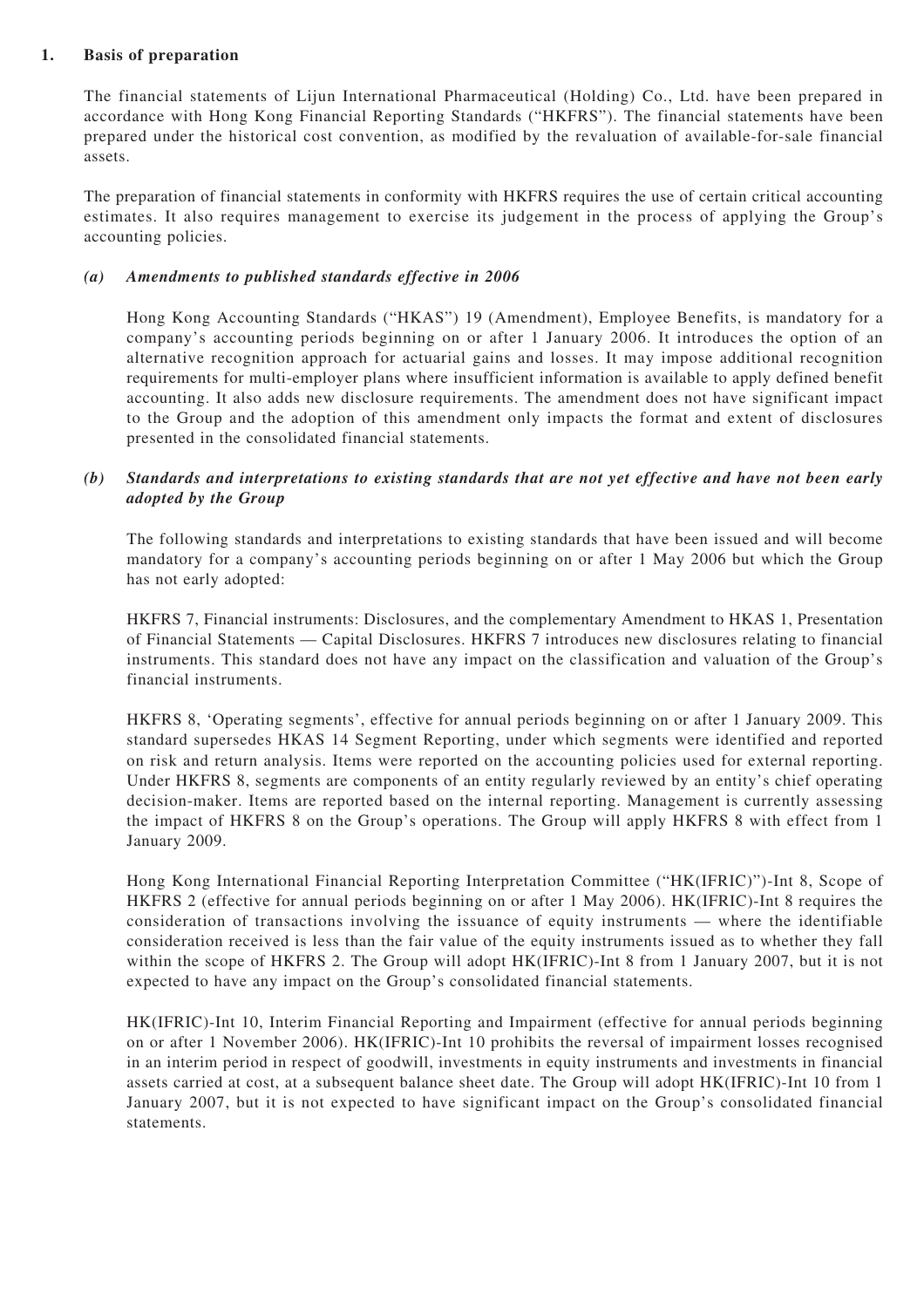## 1. Basis of preparation

The financial statements of Lijun International Pharmaceutical (Holding) Co., Ltd. have been prepared in accordance with Hong Kong Financial Reporting Standards ("HKFRS"). The financial statements have been prepared under the historical cost convention, as modified by the revaluation of available-for-sale financial assets.

The preparation of financial statements in conformity with HKFRS requires the use of certain critical accounting estimates. It also requires management to exercise its judgement in the process of applying the Group's accounting policies.

### *(a) Amendments to published standards effective in 2006*

Hong Kong Accounting Standards ("HKAS") 19 (Amendment), Employee Benefits, is mandatory for a company's accounting periods beginning on or after 1 January 2006. It introduces the option of an alternative recognition approach for actuarial gains and losses. It may impose additional recognition requirements for multi-employer plans where insufficient information is available to apply defined benefit accounting. It also adds new disclosure requirements. The amendment does not have significant impact to the Group and the adoption of this amendment only impacts the format and extent of disclosures presented in the consolidated financial statements.

### *(b) Standards and interpretations to existing standards that are not yet effective and have not been early adopted by the Group*

The following standards and interpretations to existing standards that have been issued and will become mandatory for a company's accounting periods beginning on or after 1 May 2006 but which the Group has not early adopted:

HKFRS 7, Financial instruments: Disclosures, and the complementary Amendment to HKAS 1, Presentation of Financial Statements — Capital Disclosures. HKFRS 7 introduces new disclosures relating to financial instruments. This standard does not have any impact on the classification and valuation of the Group's financial instruments.

HKFRS 8, 'Operating segments', effective for annual periods beginning on or after 1 January 2009. This standard supersedes HKAS 14 Segment Reporting, under which segments were identified and reported on risk and return analysis. Items were reported on the accounting policies used for external reporting. Under HKFRS 8, segments are components of an entity regularly reviewed by an entity's chief operating decision-maker. Items are reported based on the internal reporting. Management is currently assessing the impact of HKFRS 8 on the Group's operations. The Group will apply HKFRS 8 with effect from 1 January 2009.

Hong Kong International Financial Reporting Interpretation Committee ("HK(IFRIC)")-Int 8, Scope of HKFRS 2 (effective for annual periods beginning on or after 1 May 2006). HK(IFRIC)-Int 8 requires the consideration of transactions involving the issuance of equity instruments — where the identifiable consideration received is less than the fair value of the equity instruments issued as to whether they fall within the scope of HKFRS 2. The Group will adopt HK(IFRIC)-Int 8 from 1 January 2007, but it is not expected to have any impact on the Group's consolidated financial statements.

HK(IFRIC)-Int 10, Interim Financial Reporting and Impairment (effective for annual periods beginning on or after 1 November 2006). HK(IFRIC)-Int 10 prohibits the reversal of impairment losses recognised in an interim period in respect of goodwill, investments in equity instruments and investments in financial assets carried at cost, at a subsequent balance sheet date. The Group will adopt HK(IFRIC)-Int 10 from 1 January 2007, but it is not expected to have significant impact on the Group's consolidated financial statements.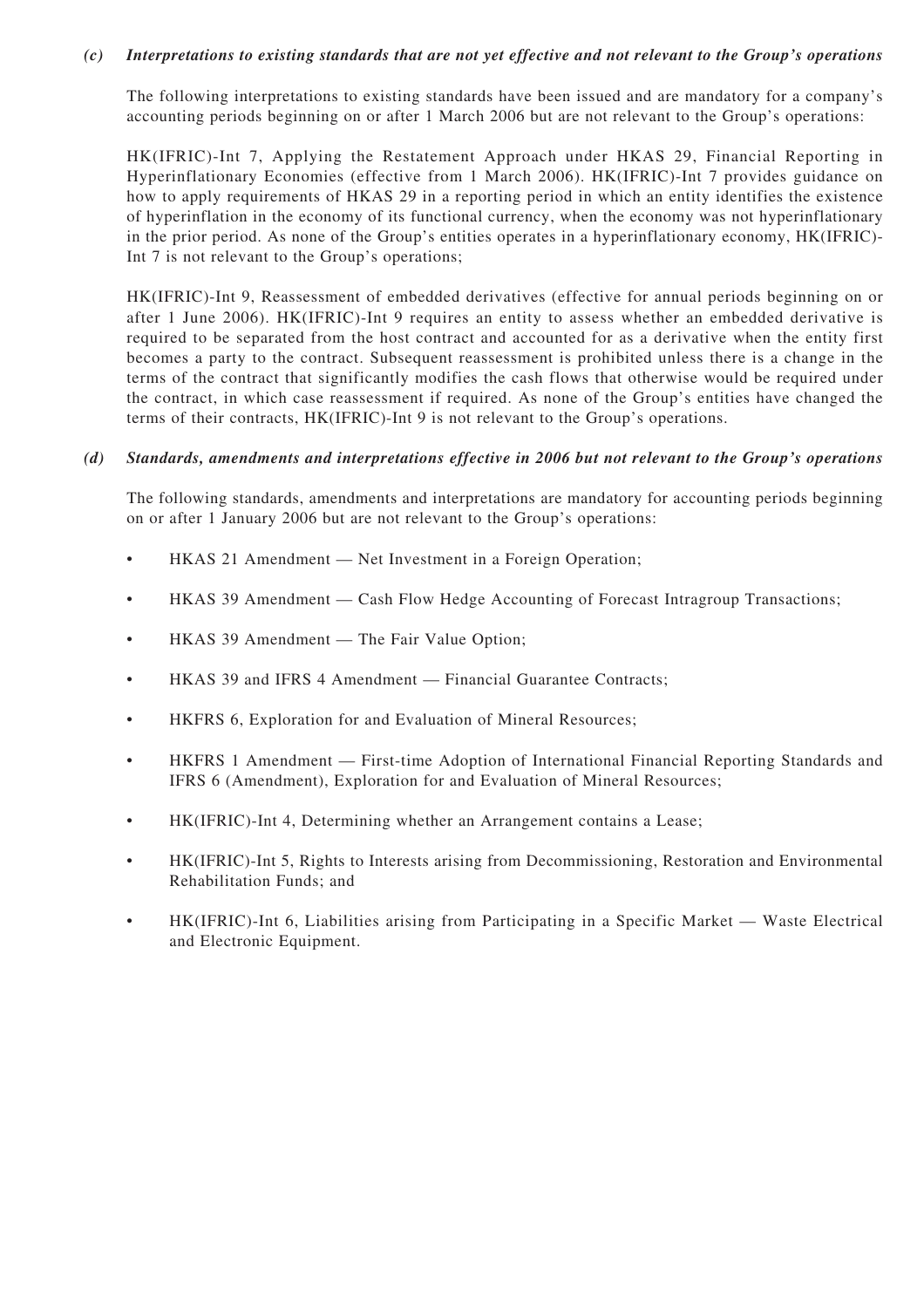*(c)* ***Interpretations to existing standards that are not yet effective and not relevant to the Group's operations***

The following interpretations to existing standards have been issued and are mandatory for a company's accounting periods beginning on or after 1 March 2006 but are not relevant to the Group's operations:

HK(IFRIC)-Int 7, Applying the Restatement Approach under HKAS 29, Financial Reporting in Hyperinflationary Economies (effective from 1 March 2006). HK(IFRIC)-Int 7 provides guidance on how to apply requirements of HKAS 29 in a reporting period in which an entity identifies the existence of hyperinflation in the economy of its functional currency, when the economy was not hyperinflationary in the prior period. As none of the Group's entities operates in a hyperinflationary economy, HK(IFRIC)-Int 7 is not relevant to the Group's operations;

HK(IFRIC)-Int 9, Reassessment of embedded derivatives (effective for annual periods beginning on or after 1 June 2006). HK(IFRIC)-Int 9 requires an entity to assess whether an embedded derivative is required to be separated from the host contract and accounted for as a derivative when the entity first becomes a party to the contract. Subsequent reassessment is prohibited unless there is a change in the terms of the contract that significantly modifies the cash flows that otherwise would be required under the contract, in which case reassessment if required. As none of the Group's entities have changed the terms of their contracts, HK(IFRIC)-Int 9 is not relevant to the Group's operations.

*(d)* ***Standards, amendments and interpretations effective in 2006 but not relevant to the Group's operations***

The following standards, amendments and interpretations are mandatory for accounting periods beginning on or after 1 January 2006 but are not relevant to the Group's operations:

- HKAS 21 Amendment — Net Investment in a Foreign Operation;
- HKAS 39 Amendment — Cash Flow Hedge Accounting of Forecast Intragroup Transactions;
- HKAS 39 Amendment — The Fair Value Option;
- HKAS 39 and IFRS 4 Amendment — Financial Guarantee Contracts;
- HKFRS 6, Exploration for and Evaluation of Mineral Resources;
- HKFRS 1 Amendment — First-time Adoption of International Financial Reporting Standards and IFRS 6 (Amendment), Exploration for and Evaluation of Mineral Resources;
- HK(IFRIC)-Int 4, Determining whether an Arrangement contains a Lease;
- HK(IFRIC)-Int 5, Rights to Interests arising from Decommissioning, Restoration and Environmental Rehabilitation Funds; and
- HK(IFRIC)-Int 6, Liabilities arising from Participating in a Specific Market — Waste Electrical and Electronic Equipment.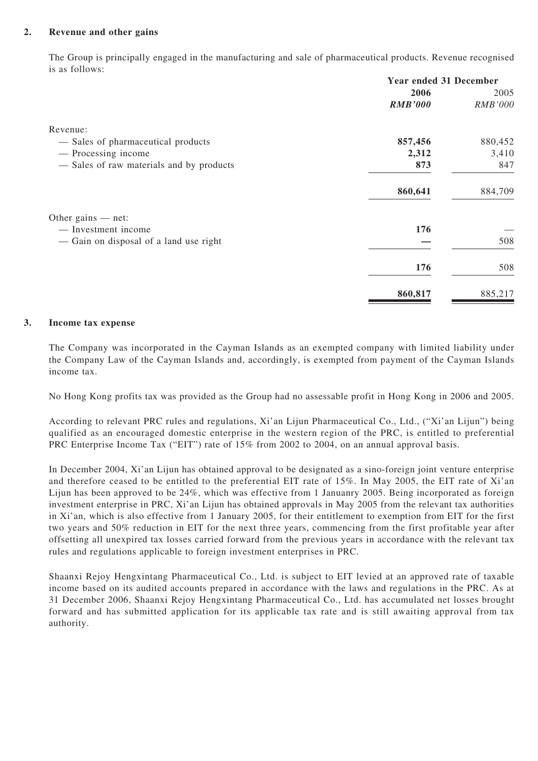## 2. Revenue and other gains

The Group is principally engaged in the manufacturing and sale of pharmaceutical products. Revenue recognised is as follows:

| | Year ended 31 December | |
|---|---|---|
| | **2006** | 2005 |
| | ***RMB'000*** | *RMB'000* |
| Revenue: | | |
| — Sales of pharmaceutical products | **857,456** | 880,452 |
| — Processing income | **2,312** | 3,410 |
| — Sales of raw materials and by products | **873** | 847 |
| | **860,641** | 884,709 |
| Other gains — net: | | |
| — Investment income | **176** | — |
| — Gain on disposal of a land use right | **—** | 508 |
| | **176** | 508 |
| | **860,817** | 885,217 |

## 3. Income tax expense

The Company was incorporated in the Cayman Islands as an exempted company with limited liability under the Company Law of the Cayman Islands and, accordingly, is exempted from payment of the Cayman Islands income tax.

No Hong Kong profits tax was provided as the Group had no assessable profit in Hong Kong in 2006 and 2005.

According to relevant PRC rules and regulations, Xi'an Lijun Pharmaceutical Co., Ltd., ("Xi'an Lijun") being qualified as an encouraged domestic enterprise in the western region of the PRC, is entitled to preferential PRC Enterprise Income Tax ("EIT") rate of 15% from 2002 to 2004, on an annual approval basis.

In December 2004, Xi'an Lijun has obtained approval to be designated as a sino-foreign joint venture enterprise and therefore ceased to be entitled to the preferential EIT rate of 15%. In May 2005, the EIT rate of Xi'an Lijun has been approved to be 24%, which was effective from 1 Januanry 2005. Being incorporated as foreign investment enterprise in PRC, Xi'an Lijun has obtained approvals in May 2005 from the relevant tax authorities in Xi'an, which is also effective from 1 January 2005, for their entitlement to exemption from EIT for the first two years and 50% reduction in EIT for the next three years, commencing from the first profitable year after offsetting all unexpired tax losses carried forward from the previous years in accordance with the relevant tax rules and regulations applicable to foreign investment enterprises in PRC.

Shaanxi Rejoy Hengxintang Pharmaceutical Co., Ltd. is subject to EIT levied at an approved rate of taxable income based on its audited accounts prepared in accordance with the laws and regulations in the PRC. As at 31 December 2006, Shaanxi Rejoy Hengxintang Pharmaceutical Co., Ltd. has accumulated net losses brought forward and has submitted application for its applicable tax rate and is still awaiting approval from tax authority.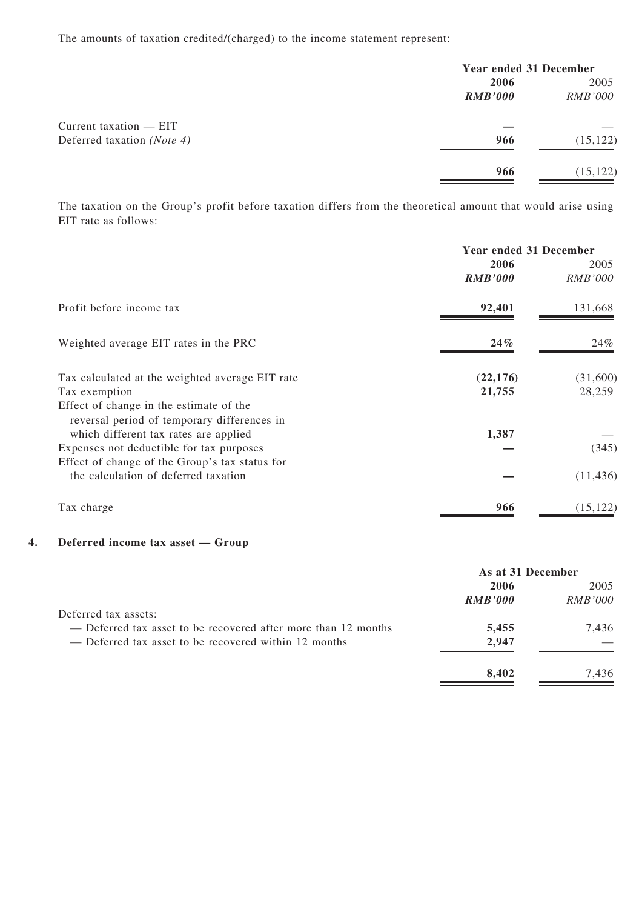The amounts of taxation credited/(charged) to the income statement represent:

| | Year ended 31 December | |
|---|---|---|
| | **2006** | 2005 |
| | ***RMB'000*** | *RMB'000* |
| Current taxation — EIT | **—** | — |
| Deferred taxation *(Note 4)* | **966** | (15,122) |
| | **966** | (15,122) |

The taxation on the Group's profit before taxation differs from the theoretical amount that would arise using EIT rate as follows:

| | Year ended 31 December | |
|---|---|---|
| | **2006** | 2005 |
| | ***RMB'000*** | *RMB'000* |
| Profit before income tax | **92,401** | 131,668 |
| Weighted average EIT rates in the PRC | **24%** | 24% |
| Tax calculated at the weighted average EIT rate | **(22,176)** | (31,600) |
| Tax exemption | **21,755** | 28,259 |
| Effect of change in the estimate of the reversal period of temporary differences in which different tax rates are applied | **1,387** | — |
| Expenses not deductible for tax purposes | **—** | (345) |
| Effect of change of the Group's tax status for the calculation of deferred taxation | **—** | (11,436) |
| Tax charge | **966** | (15,122) |

## 4. Deferred income tax asset — Group

| | As at 31 December | |
|---|---|---|
| | **2006** | 2005 |
| | ***RMB'000*** | *RMB'000* |
| Deferred tax assets: | | |
| — Deferred tax asset to be recovered after more than 12 months | **5,455** | 7,436 |
| — Deferred tax asset to be recovered within 12 months | **2,947** | — |
| | **8,402** | 7,436 |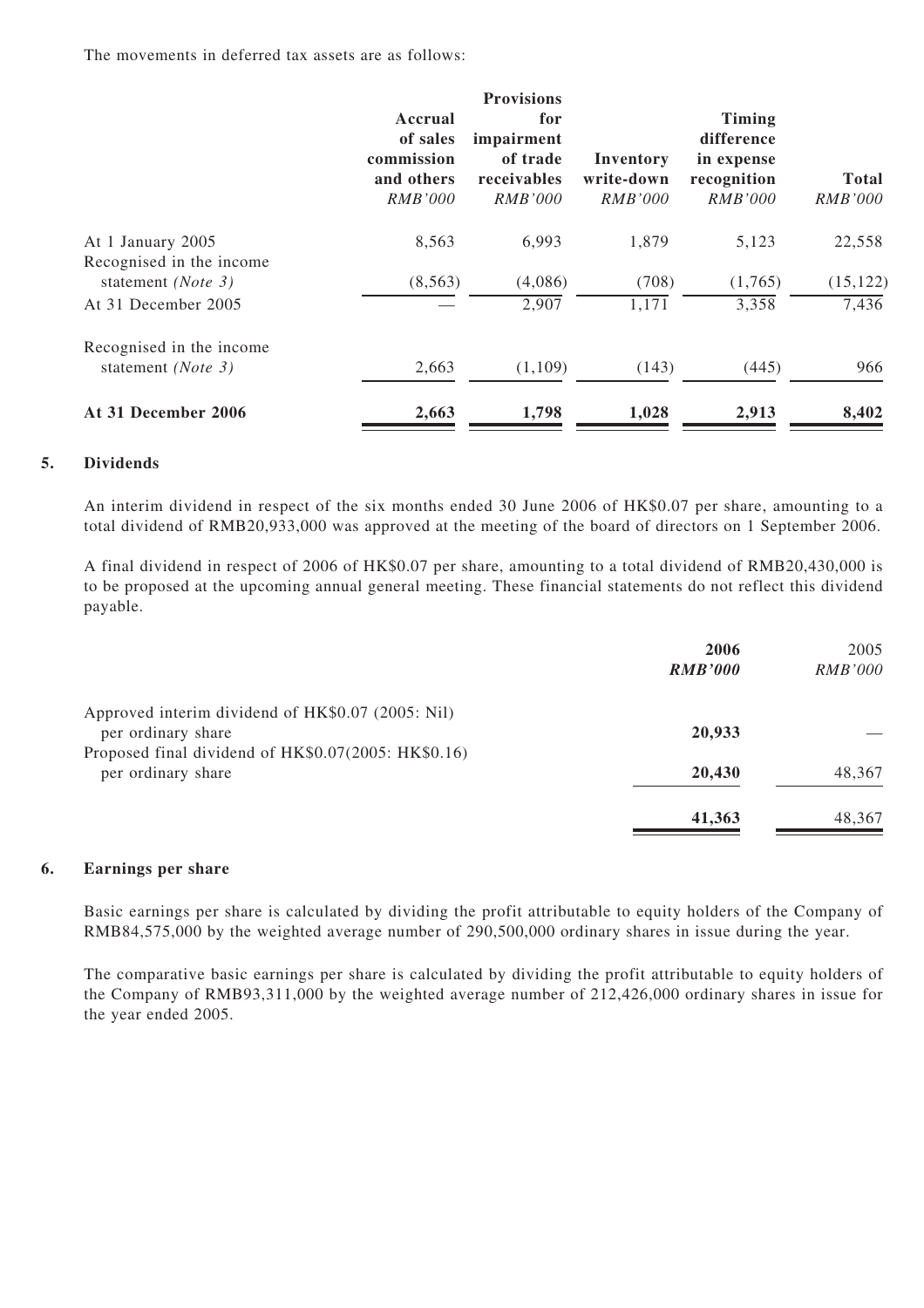The movements in deferred tax assets are as follows:

| | Accrual of sales commission and others | Provisions for impairment of trade receivables | Inventory write-down | Timing difference in expense recognition | Total |
|---|---|---|---|---|---|
| | *RMB'000* | *RMB'000* | *RMB'000* | *RMB'000* | *RMB'000* |
| At 1 January 2005 | 8,563 | 6,993 | 1,879 | 5,123 | 22,558 |
| Recognised in the income statement *(Note 3)* | (8,563) | (4,086) | (708) | (1,765) | (15,122) |
| At 31 December 2005 | — | 2,907 | 1,171 | 3,358 | 7,436 |
| Recognised in the income statement *(Note 3)* | 2,663 | (1,109) | (143) | (445) | 966 |
| **At 31 December 2006** | **2,663** | **1,798** | **1,028** | **2,913** | **8,402** |

## 5. Dividends

An interim dividend in respect of the six months ended 30 June 2006 of HK$0.07 per share, amounting to a total dividend of RMB20,933,000 was approved at the meeting of the board of directors on 1 September 2006.

A final dividend in respect of 2006 of HK$0.07 per share, amounting to a total dividend of RMB20,430,000 is to be proposed at the upcoming annual general meeting. These financial statements do not reflect this dividend payable.

| | **2006** | 2005 |
|---|---|---|
| | ***RMB'000*** | *RMB'000* |
| Approved interim dividend of HK$0.07 (2005: Nil) per ordinary share | **20,933** | — |
| Proposed final dividend of HK$0.07(2005: HK$0.16) per ordinary share | **20,430** | 48,367 |
| | **41,363** | 48,367 |

## 6. Earnings per share

Basic earnings per share is calculated by dividing the profit attributable to equity holders of the Company of RMB84,575,000 by the weighted average number of 290,500,000 ordinary shares in issue during the year.

The comparative basic earnings per share is calculated by dividing the profit attributable to equity holders of the Company of RMB93,311,000 by the weighted average number of 212,426,000 ordinary shares in issue for the year ended 2005.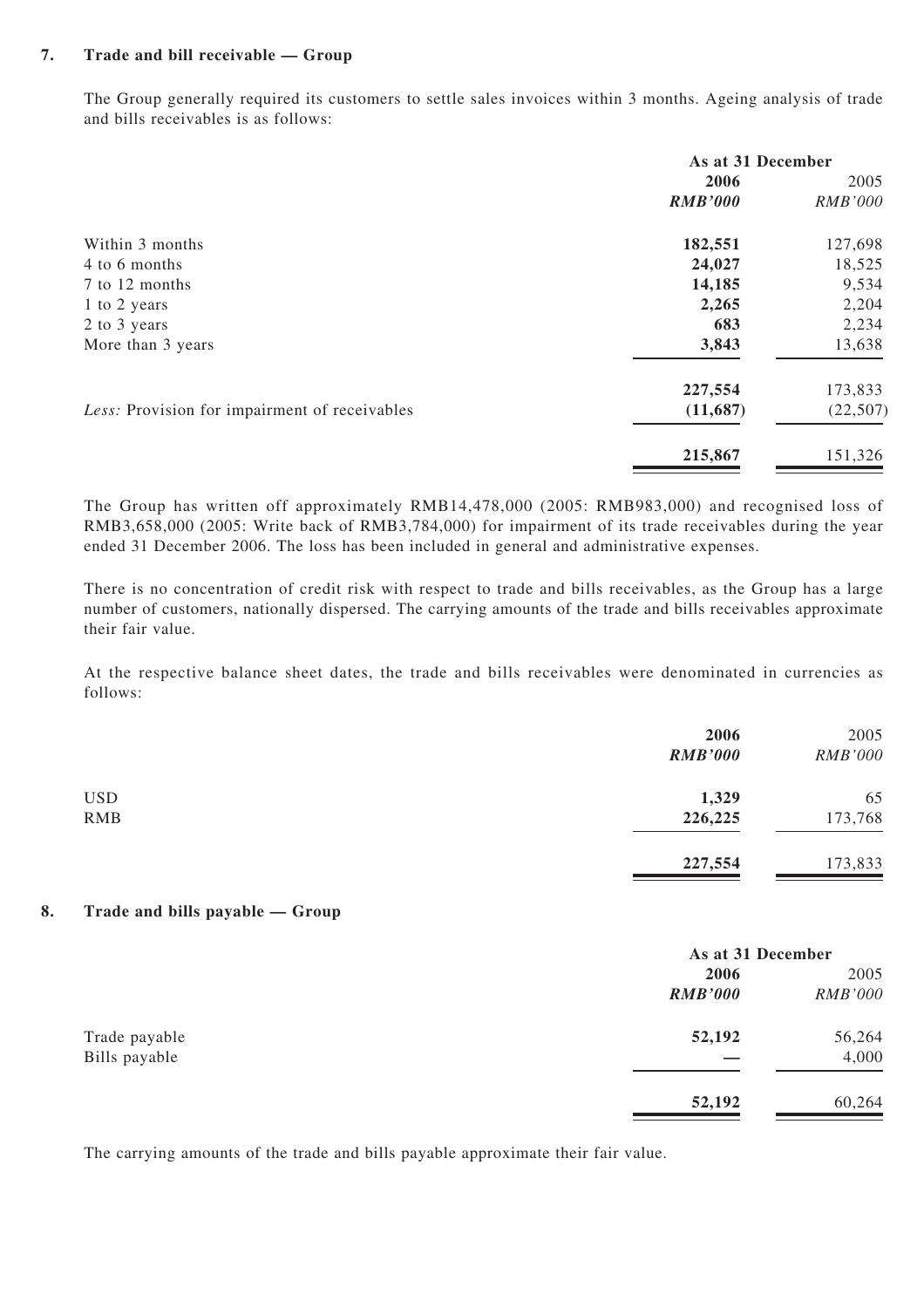## 7. Trade and bill receivable — Group

The Group generally required its customers to settle sales invoices within 3 months. Ageing analysis of trade and bills receivables is as follows:

| | As at 31 December | |
|---|---|---|
| | **2006** | 2005 |
| | ***RMB'000*** | *RMB'000* |
| Within 3 months | **182,551** | 127,698 |
| 4 to 6 months | **24,027** | 18,525 |
| 7 to 12 months | **14,185** | 9,534 |
| 1 to 2 years | **2,265** | 2,204 |
| 2 to 3 years | **683** | 2,234 |
| More than 3 years | **3,843** | 13,638 |
| | **227,554** | 173,833 |
| *Less:* Provision for impairment of receivables | **(11,687)** | (22,507) |
| | **215,867** | 151,326 |

The Group has written off approximately RMB14,478,000 (2005: RMB983,000) and recognised loss of RMB3,658,000 (2005: Write back of RMB3,784,000) for impairment of its trade receivables during the year ended 31 December 2006. The loss has been included in general and administrative expenses.

There is no concentration of credit risk with respect to trade and bills receivables, as the Group has a large number of customers, nationally dispersed. The carrying amounts of the trade and bills receivables approximate their fair value.

At the respective balance sheet dates, the trade and bills receivables were denominated in currencies as follows:

| | **2006** | 2005 |
|---|---|---|
| | ***RMB'000*** | *RMB'000* |
| USD | **1,329** | 65 |
| RMB | **226,225** | 173,768 |
| | **227,554** | 173,833 |

## 8. Trade and bills payable — Group

| | As at 31 December | |
|---|---|---|
| | **2006** | 2005 |
| | ***RMB'000*** | *RMB'000* |
| Trade payable | **52,192** | 56,264 |
| Bills payable | **—** | 4,000 |
| | **52,192** | 60,264 |

The carrying amounts of the trade and bills payable approximate their fair value.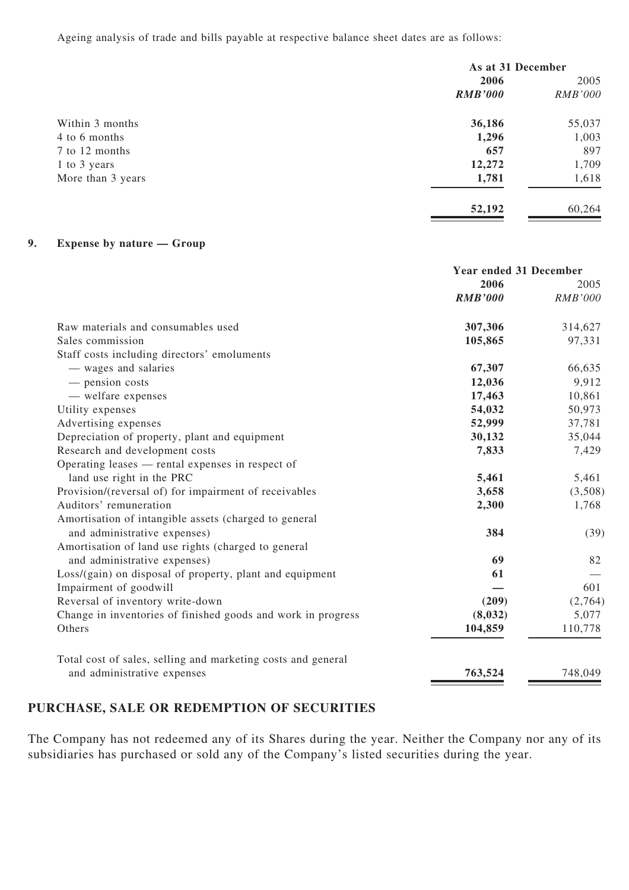Ageing analysis of trade and bills payable at respective balance sheet dates are as follows:

| | As at 31 December | |
|---|---|---|
| | **2006** | 2005 |
| | ***RMB'000*** | *RMB'000* |
| Within 3 months | **36,186** | 55,037 |
| 4 to 6 months | **1,296** | 1,003 |
| 7 to 12 months | **657** | 897 |
| 1 to 3 years | **12,272** | 1,709 |
| More than 3 years | **1,781** | 1,618 |
| | **52,192** | 60,264 |

## 9. Expense by nature — Group

| | Year ended 31 December | |
|---|---|---|
| | **2006** | 2005 |
| | ***RMB'000*** | *RMB'000* |
| Raw materials and consumables used | **307,306** | 314,627 |
| Sales commission | **105,865** | 97,331 |
| Staff costs including directors' emoluments | | |
| — wages and salaries | **67,307** | 66,635 |
| — pension costs | **12,036** | 9,912 |
| — welfare expenses | **17,463** | 10,861 |
| Utility expenses | **54,032** | 50,973 |
| Advertising expenses | **52,999** | 37,781 |
| Depreciation of property, plant and equipment | **30,132** | 35,044 |
| Research and development costs | **7,833** | 7,429 |
| Operating leases — rental expenses in respect of land use right in the PRC | **5,461** | 5,461 |
| Provision/(reversal of) for impairment of receivables | **3,658** | (3,508) |
| Auditors' remuneration | **2,300** | 1,768 |
| Amortisation of intangible assets (charged to general and administrative expenses) | **384** | (39) |
| Amortisation of land use rights (charged to general and administrative expenses) | **69** | 82 |
| Loss/(gain) on disposal of property, plant and equipment | **61** | — |
| Impairment of goodwill | **—** | 601 |
| Reversal of inventory write-down | **(209)** | (2,764) |
| Change in inventories of finished goods and work in progress | **(8,032)** | 5,077 |
| Others | **104,859** | 110,778 |
| Total cost of sales, selling and marketing costs and general and administrative expenses | **763,524** | 748,049 |

## PURCHASE, SALE OR REDEMPTION OF SECURITIES

The Company has not redeemed any of its Shares during the year. Neither the Company nor any of its subsidiaries has purchased or sold any of the Company's listed securities during the year.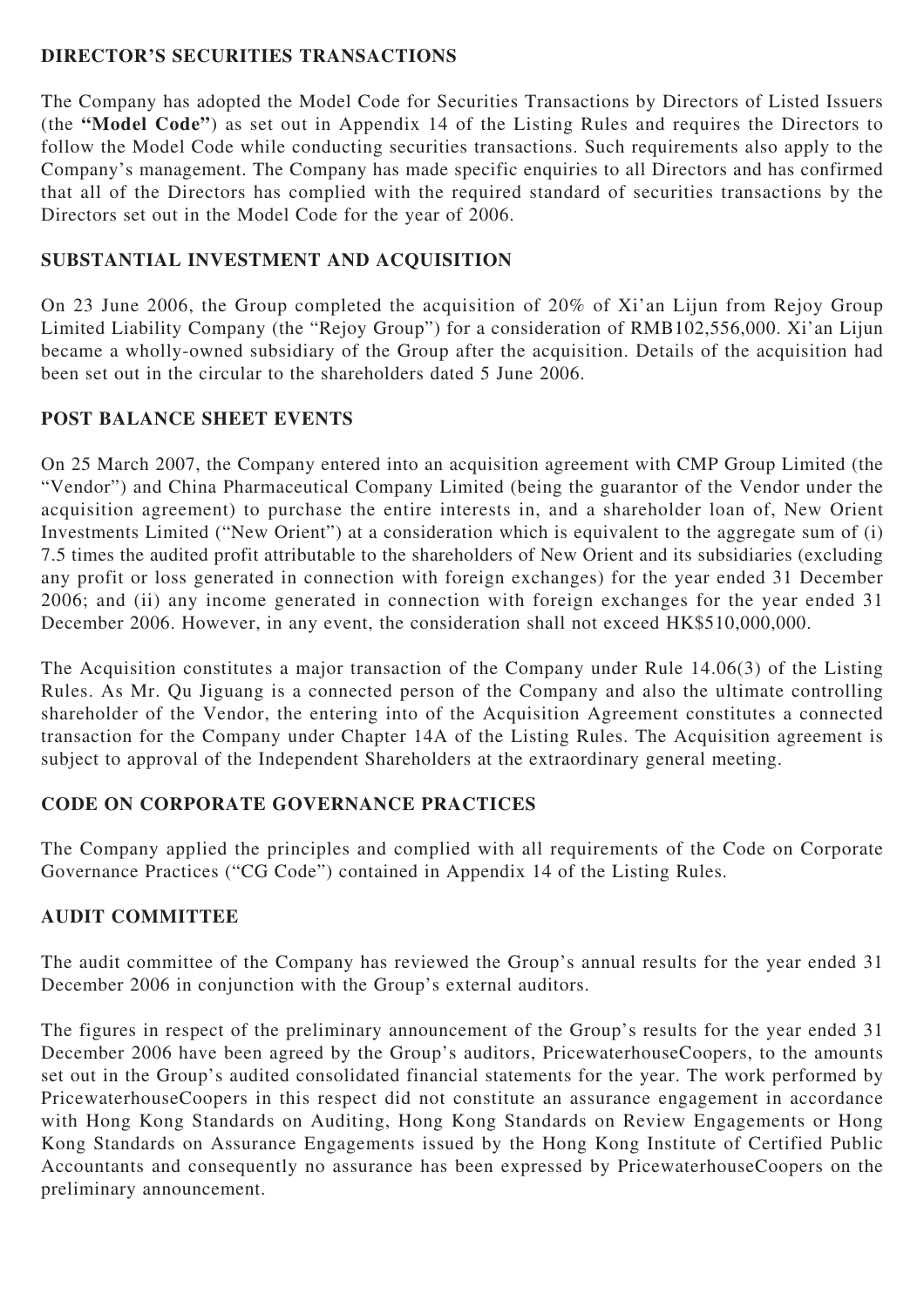## DIRECTOR'S SECURITIES TRANSACTIONS

The Company has adopted the Model Code for Securities Transactions by Directors of Listed Issuers (the **"Model Code"**) as set out in Appendix 14 of the Listing Rules and requires the Directors to follow the Model Code while conducting securities transactions. Such requirements also apply to the Company's management. The Company has made specific enquiries to all Directors and has confirmed that all of the Directors has complied with the required standard of securities transactions by the Directors set out in the Model Code for the year of 2006.

## SUBSTANTIAL INVESTMENT AND ACQUISITION

On 23 June 2006, the Group completed the acquisition of 20% of Xi'an Lijun from Rejoy Group Limited Liability Company (the "Rejoy Group") for a consideration of RMB102,556,000. Xi'an Lijun became a wholly-owned subsidiary of the Group after the acquisition. Details of the acquisition had been set out in the circular to the shareholders dated 5 June 2006.

## POST BALANCE SHEET EVENTS

On 25 March 2007, the Company entered into an acquisition agreement with CMP Group Limited (the "Vendor") and China Pharmaceutical Company Limited (being the guarantor of the Vendor under the acquisition agreement) to purchase the entire interests in, and a shareholder loan of, New Orient Investments Limited ("New Orient") at a consideration which is equivalent to the aggregate sum of (i) 7.5 times the audited profit attributable to the shareholders of New Orient and its subsidiaries (excluding any profit or loss generated in connection with foreign exchanges) for the year ended 31 December 2006; and (ii) any income generated in connection with foreign exchanges for the year ended 31 December 2006. However, in any event, the consideration shall not exceed HK$510,000,000.

The Acquisition constitutes a major transaction of the Company under Rule 14.06(3) of the Listing Rules. As Mr. Qu Jiguang is a connected person of the Company and also the ultimate controlling shareholder of the Vendor, the entering into of the Acquisition Agreement constitutes a connected transaction for the Company under Chapter 14A of the Listing Rules. The Acquisition agreement is subject to approval of the Independent Shareholders at the extraordinary general meeting.

## CODE ON CORPORATE GOVERNANCE PRACTICES

The Company applied the principles and complied with all requirements of the Code on Corporate Governance Practices ("CG Code") contained in Appendix 14 of the Listing Rules.

## AUDIT COMMITTEE

The audit committee of the Company has reviewed the Group's annual results for the year ended 31 December 2006 in conjunction with the Group's external auditors.

The figures in respect of the preliminary announcement of the Group's results for the year ended 31 December 2006 have been agreed by the Group's auditors, PricewaterhouseCoopers, to the amounts set out in the Group's audited consolidated financial statements for the year. The work performed by PricewaterhouseCoopers in this respect did not constitute an assurance engagement in accordance with Hong Kong Standards on Auditing, Hong Kong Standards on Review Engagements or Hong Kong Standards on Assurance Engagements issued by the Hong Kong Institute of Certified Public Accountants and consequently no assurance has been expressed by PricewaterhouseCoopers on the preliminary announcement.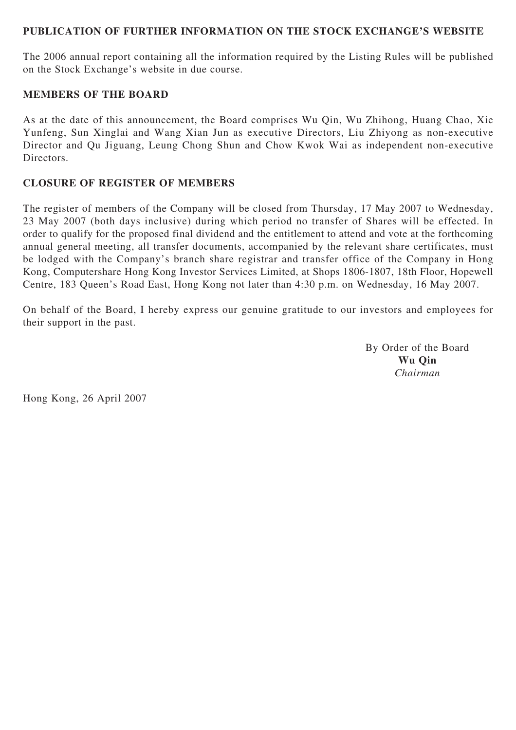## PUBLICATION OF FURTHER INFORMATION ON THE STOCK EXCHANGE'S WEBSITE

The 2006 annual report containing all the information required by the Listing Rules will be published on the Stock Exchange's website in due course.

## MEMBERS OF THE BOARD

As at the date of this announcement, the Board comprises Wu Qin, Wu Zhihong, Huang Chao, Xie Yunfeng, Sun Xinglai and Wang Xian Jun as executive Directors, Liu Zhiyong as non-executive Director and Qu Jiguang, Leung Chong Shun and Chow Kwok Wai as independent non-executive Directors.

## CLOSURE OF REGISTER OF MEMBERS

The register of members of the Company will be closed from Thursday, 17 May 2007 to Wednesday, 23 May 2007 (both days inclusive) during which period no transfer of Shares will be effected. In order to qualify for the proposed final dividend and the entitlement to attend and vote at the forthcoming annual general meeting, all transfer documents, accompanied by the relevant share certificates, must be lodged with the Company's branch share registrar and transfer office of the Company in Hong Kong, Computershare Hong Kong Investor Services Limited, at Shops 1806-1807, 18th Floor, Hopewell Centre, 183 Queen's Road East, Hong Kong not later than 4:30 p.m. on Wednesday, 16 May 2007.

On behalf of the Board, I hereby express our genuine gratitude to our investors and employees for their support in the past.

By Order of the Board
**Wu Qin**
*Chairman*

Hong Kong, 26 April 2007